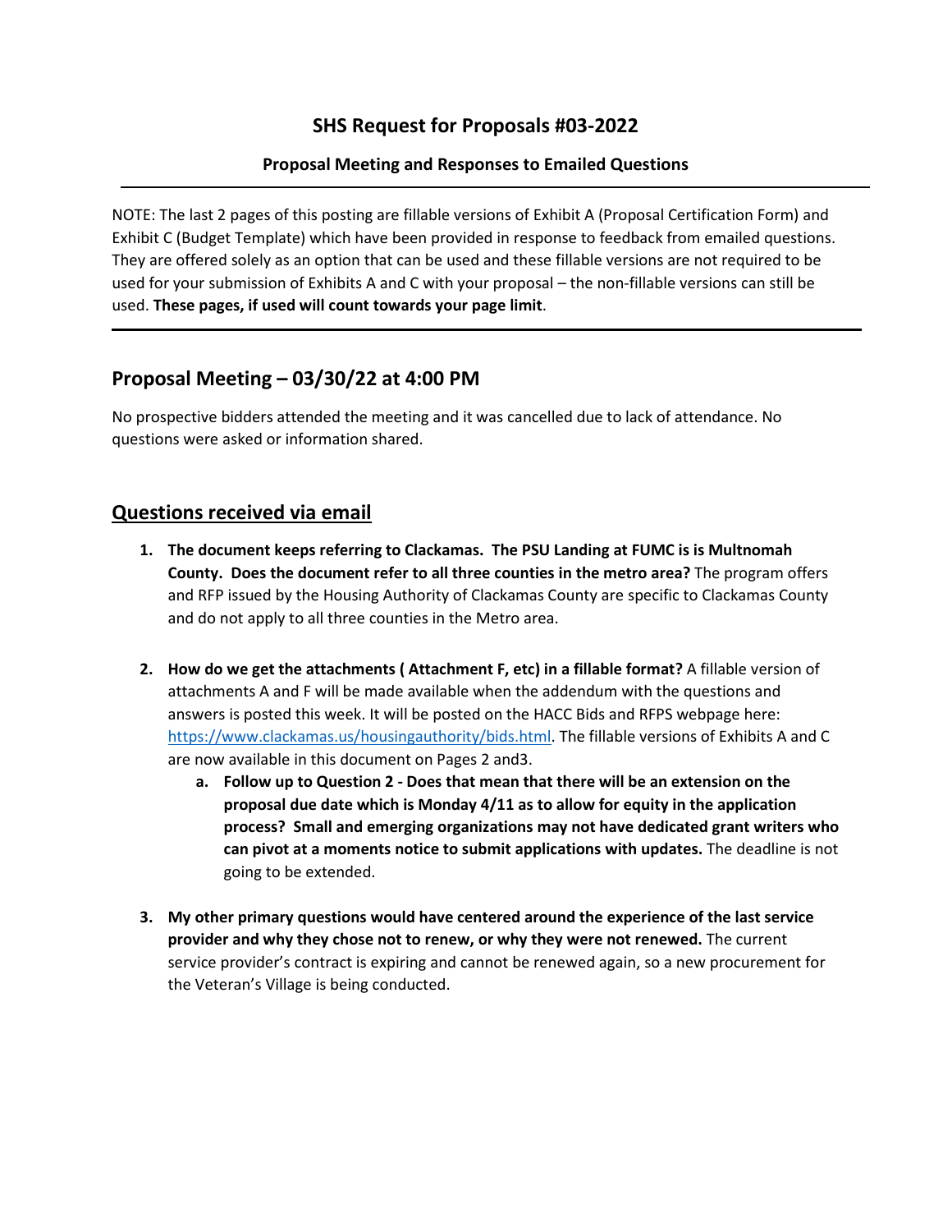# SHS Request for Proposals #03-2022

### Proposal Meeting and Responses to Emailed Questions

---

NOTE: The last 2 pages of this posting are fillable versions of Exhibit A (Proposal Certification Form) and Exhibit C (Budget Template) which have been provided in response to feedback from emailed questions. They are offered solely as an option that can be used and these fillable versions are not required to be used for your submission of Exhibits A and C with your proposal – the non-fillable versions can still be used. **These pages, if used will count towards your page limit**.

---

## Proposal Meeting – 03/30/22 at 4:00 PM

No prospective bidders attended the meeting and it was cancelled due to lack of attendance. No questions were asked or information shared.

## Questions received via email

1. **The document keeps referring to Clackamas. The PSU Landing at FUMC is is Multnomah County. Does the document refer to all three counties in the metro area?** The program offers and RFP issued by the Housing Authority of Clackamas County are specific to Clackamas County and do not apply to all three counties in the Metro area.

2. **How do we get the attachments ( Attachment F, etc) in a fillable format?** A fillable version of attachments A and F will be made available when the addendum with the questions and answers is posted this week. It will be posted on the HACC Bids and RFPS webpage here: [https://www.clackamas.us/housingauthority/bids.html](https://www.clackamas.us/housingauthority/bids.html). The fillable versions of Exhibits A and C are now available in this document on Pages 2 and3.
    a. **Follow up to Question 2 - Does that mean that there will be an extension on the proposal due date which is Monday 4/11 as to allow for equity in the application process? Small and emerging organizations may not have dedicated grant writers who can pivot at a moments notice to submit applications with updates.** The deadline is not going to be extended.

3. **My other primary questions would have centered around the experience of the last service provider and why they chose not to renew, or why they were not renewed.** The current service provider's contract is expiring and cannot be renewed again, so a new procurement for the Veteran's Village is being conducted.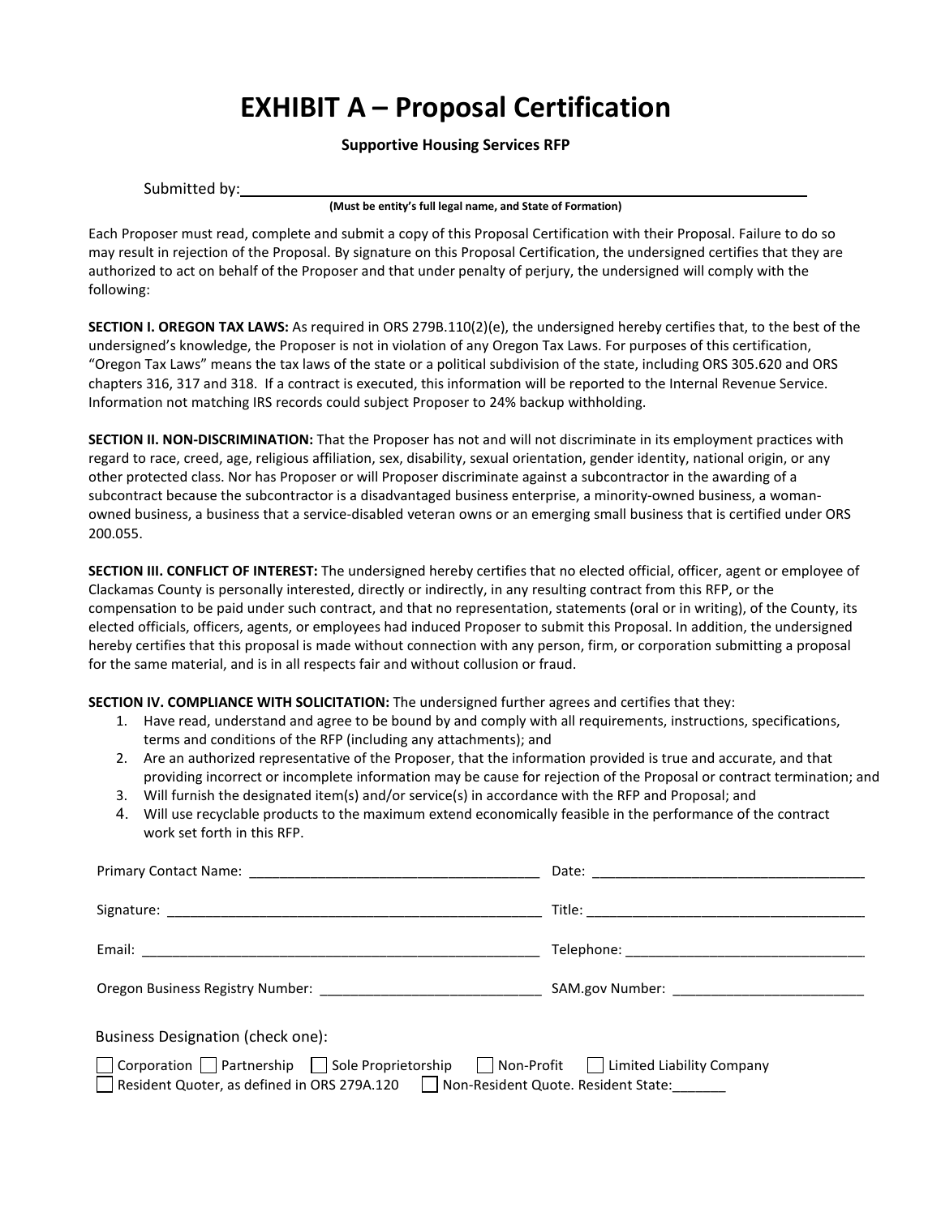# EXHIBIT A – Proposal Certification

**Supportive Housing Services RFP**

Submitted by: ______________________________________________________________

**(Must be entity's full legal name, and State of Formation)**

Each Proposer must read, complete and submit a copy of this Proposal Certification with their Proposal. Failure to do so may result in rejection of the Proposal. By signature on this Proposal Certification, the undersigned certifies that they are authorized to act on behalf of the Proposer and that under penalty of perjury, the undersigned will comply with the following:

**SECTION I. OREGON TAX LAWS:** As required in ORS 279B.110(2)(e), the undersigned hereby certifies that, to the best of the undersigned's knowledge, the Proposer is not in violation of any Oregon Tax Laws. For purposes of this certification, "Oregon Tax Laws" means the tax laws of the state or a political subdivision of the state, including ORS 305.620 and ORS chapters 316, 317 and 318. If a contract is executed, this information will be reported to the Internal Revenue Service. Information not matching IRS records could subject Proposer to 24% backup withholding.

**SECTION II. NON-DISCRIMINATION:** That the Proposer has not and will not discriminate in its employment practices with regard to race, creed, age, religious affiliation, sex, disability, sexual orientation, gender identity, national origin, or any other protected class. Nor has Proposer or will Proposer discriminate against a subcontractor in the awarding of a subcontract because the subcontractor is a disadvantaged business enterprise, a minority-owned business, a woman-owned business, a business that a service-disabled veteran owns or an emerging small business that is certified under ORS 200.055.

**SECTION III. CONFLICT OF INTEREST:** The undersigned hereby certifies that no elected official, officer, agent or employee of Clackamas County is personally interested, directly or indirectly, in any resulting contract from this RFP, or the compensation to be paid under such contract, and that no representation, statements (oral or in writing), of the County, its elected officials, officers, agents, or employees had induced Proposer to submit this Proposal. In addition, the undersigned hereby certifies that this proposal is made without connection with any person, firm, or corporation submitting a proposal for the same material, and is in all respects fair and without collusion or fraud.

**SECTION IV. COMPLIANCE WITH SOLICITATION:** The undersigned further agrees and certifies that they:

1. Have read, understand and agree to be bound by and comply with all requirements, instructions, specifications, terms and conditions of the RFP (including any attachments); and
2. Are an authorized representative of the Proposer, that the information provided is true and accurate, and that providing incorrect or incomplete information may be cause for rejection of the Proposal or contract termination; and
3. Will furnish the designated item(s) and/or service(s) in accordance with the RFP and Proposal; and
4. Will use recyclable products to the maximum extend economically feasible in the performance of the contract work set forth in this RFP.

Primary Contact Name: ______________________________ Date: ______________________________

Signature: ______________________________ Title: ______________________________

Email: ______________________________ Telephone: ______________________________

Oregon Business Registry Number: ______________________________ SAM.gov Number: ______________________________

Business Designation (check one):

☐ Corporation ☐ Partnership ☐ Sole Proprietorship ☐ Non-Profit ☐ Limited Liability Company
☐ Resident Quoter, as defined in ORS 279A.120 ☐ Non-Resident Quote. Resident State:_______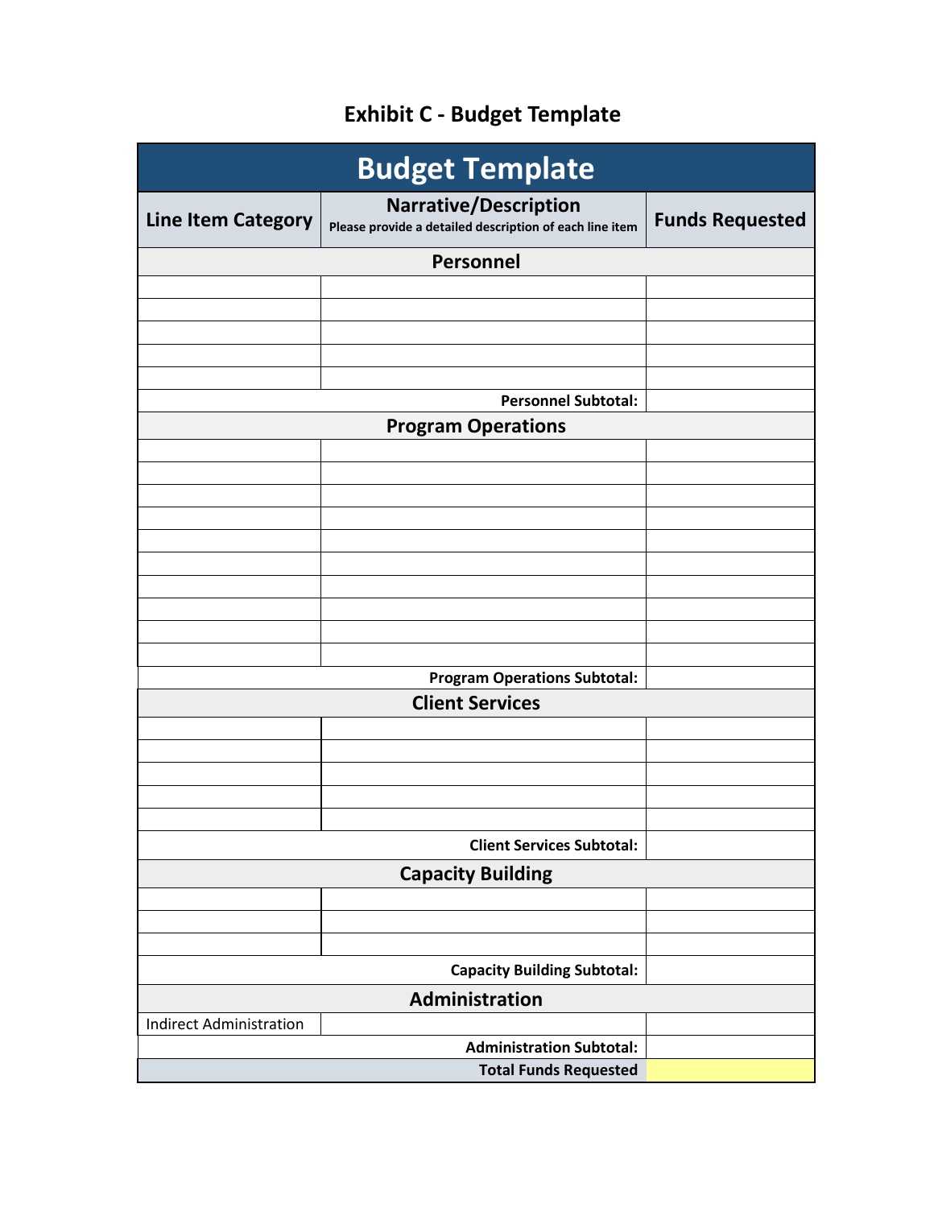# Exhibit C - Budget Template

| Budget Template | | |
|---|---|---|
| **Line Item Category** | **Narrative/Description** Please provide a detailed description of each line item | **Funds Requested** |
| **Personnel** | | |
| | | |
| | | |
| | | |
| | | |
| | | |
| | **Personnel Subtotal:** | |
| **Program Operations** | | |
| | | |
| | | |
| | | |
| | | |
| | | |
| | | |
| | | |
| | | |
| | | |
| | | |
| | **Program Operations Subtotal:** | |
| **Client Services** | | |
| | | |
| | | |
| | | |
| | | |
| | | |
| | **Client Services Subtotal:** | |
| **Capacity Building** | | |
| | | |
| | | |
| | | |
| | **Capacity Building Subtotal:** | |
| **Administration** | | |
| Indirect Administration | | |
| | **Administration Subtotal:** | |
| | **Total Funds Requested** | |